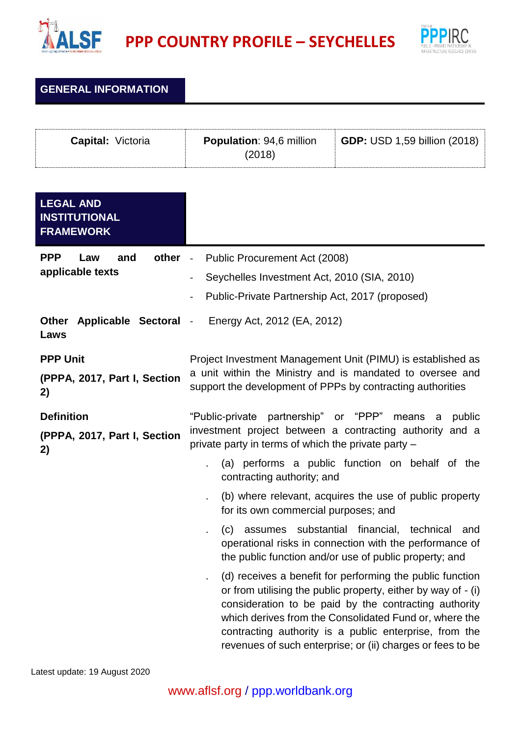# PPP COUNTRY PROFILE – SEYCHELLES

## GENERAL INFORMATION

| **Capital:** Victoria | **Population**: 94,6 million (2018) | **GDP:** USD 1,59 billion (2018) |
|---|---|---|

## LEGAL AND INSTITUTIONAL FRAMEWORK

| | |
|---|---|
| **PPP Law and other applicable texts** | - Public Procurement Act (2008)<br>- Seychelles Investment Act, 2010 (SIA, 2010)<br>- Public-Private Partnership Act, 2017 (proposed) |
| **Other Applicable Sectoral Laws** | - Energy Act, 2012 (EA, 2012) |
| **PPP Unit**<br>**(PPPA, 2017, Part I, Section 2)** | Project Investment Management Unit (PIMU) is established as a unit within the Ministry and is mandated to oversee and support the development of PPPs by contracting authorities |
| **Definition**<br>**(PPPA, 2017, Part I, Section 2)** | "Public-private partnership" or "PPP" means a public investment project between a contracting authority and a private party in terms of which the private party –<br>. (a) performs a public function on behalf of the contracting authority; and<br>. (b) where relevant, acquires the use of public property for its own commercial purposes; and<br>. (c) assumes substantial financial, technical and operational risks in connection with the performance of the public function and/or use of public property; and<br>. (d) receives a benefit for performing the public function or from utilising the public property, either by way of - (i) consideration to be paid by the contracting authority which derives from the Consolidated Fund or, where the contracting authority is a public enterprise, from the revenues of such enterprise; or (ii) charges or fees to be |

Latest update: 19 August 2020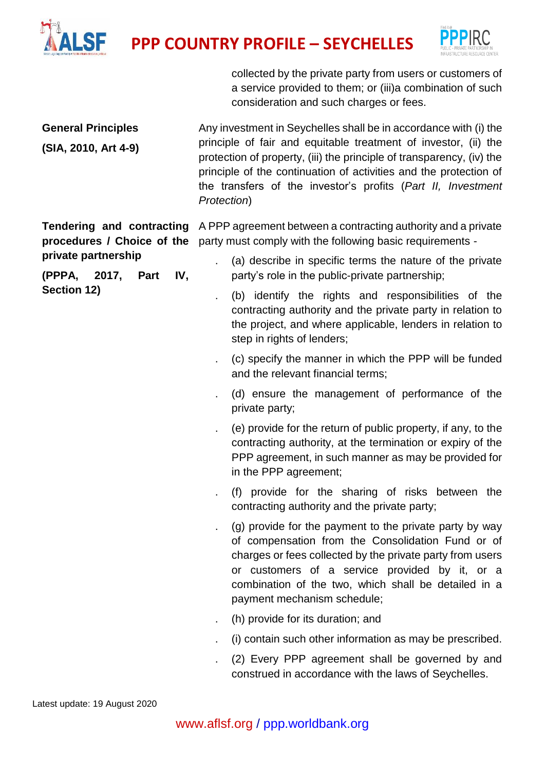| | |
|---|---|
| | collected by the private party from users or customers of a service provided to them; or (iii)a combination of such consideration and such charges or fees. |
| **General Principles**<br>**(SIA, 2010, Art 4-9)** | Any investment in Seychelles shall be in accordance with (i) the principle of fair and equitable treatment of investor, (ii) the protection of property, (iii) the principle of transparency, (iv) the principle of the continuation of activities and the protection of the transfers of the investor's profits (*Part II, Investment Protection*) |
| **Tendering and contracting procedures / Choice of the private partnership**<br>**(PPPA, 2017, Part IV, Section 12)** | A PPP agreement between a contracting authority and a private party must comply with the following basic requirements -<br>. (a) describe in specific terms the nature of the private party's role in the public-private partnership;<br>. (b) identify the rights and responsibilities of the contracting authority and the private party in relation to the project, and where applicable, lenders in relation to step in rights of lenders;<br>. (c) specify the manner in which the PPP will be funded and the relevant financial terms;<br>. (d) ensure the management of performance of the private party;<br>. (e) provide for the return of public property, if any, to the contracting authority, at the termination or expiry of the PPP agreement, in such manner as may be provided for in the PPP agreement;<br>. (f) provide for the sharing of risks between the contracting authority and the private party;<br>. (g) provide for the payment to the private party by way of compensation from the Consolidation Fund or of charges or fees collected by the private party from users or customers of a service provided by it, or a combination of the two, which shall be detailed in a payment mechanism schedule;<br>. (h) provide for its duration; and<br>. (i) contain such other information as may be prescribed.<br>. (2) Every PPP agreement shall be governed by and construed in accordance with the laws of Seychelles. |

Latest update: 19 August 2020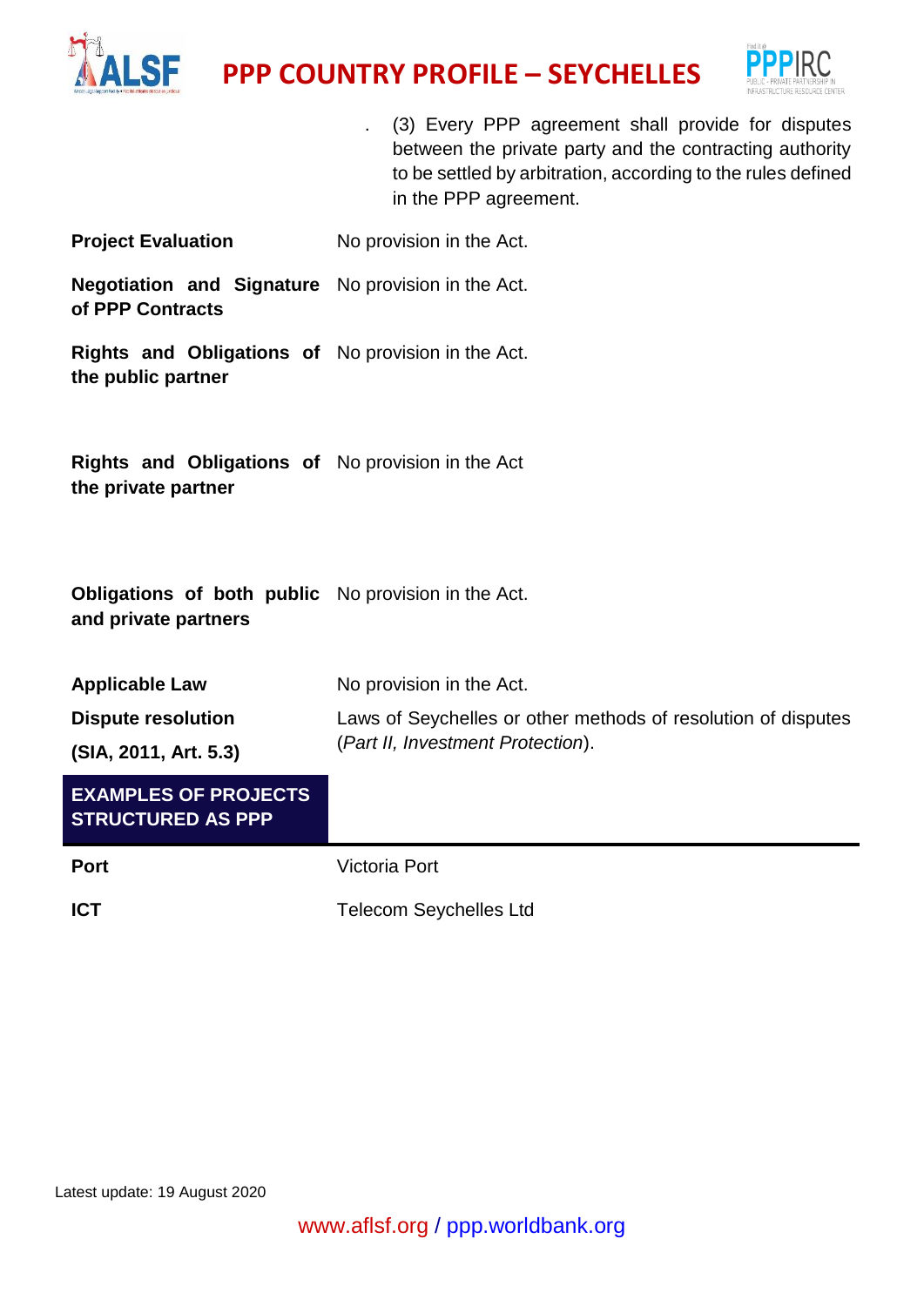(3) Every PPP agreement shall provide for disputes between the private party and the contracting authority to be settled by arbitration, according to the rules defined in the PPP agreement.

| | |
|---|---|
| **Project Evaluation** | No provision in the Act. |
| **Negotiation and Signature of PPP Contracts** | No provision in the Act. |
| **Rights and Obligations of the public partner** | No provision in the Act. |
| **Rights and Obligations of the private partner** | No provision in the Act |
| **Obligations of both public and private partners** | No provision in the Act. |
| **Applicable Law** | No provision in the Act. |
| **Dispute resolution (SIA, 2011, Art. 5.3)** | Laws of Seychelles or other methods of resolution of disputes (*Part II, Investment Protection*). |

## EXAMPLES OF PROJECTS STRUCTURED AS PPP

| | |
|---|---|
| **Port** | Victoria Port |
| **ICT** | Telecom Seychelles Ltd |

Latest update: 19 August 2020